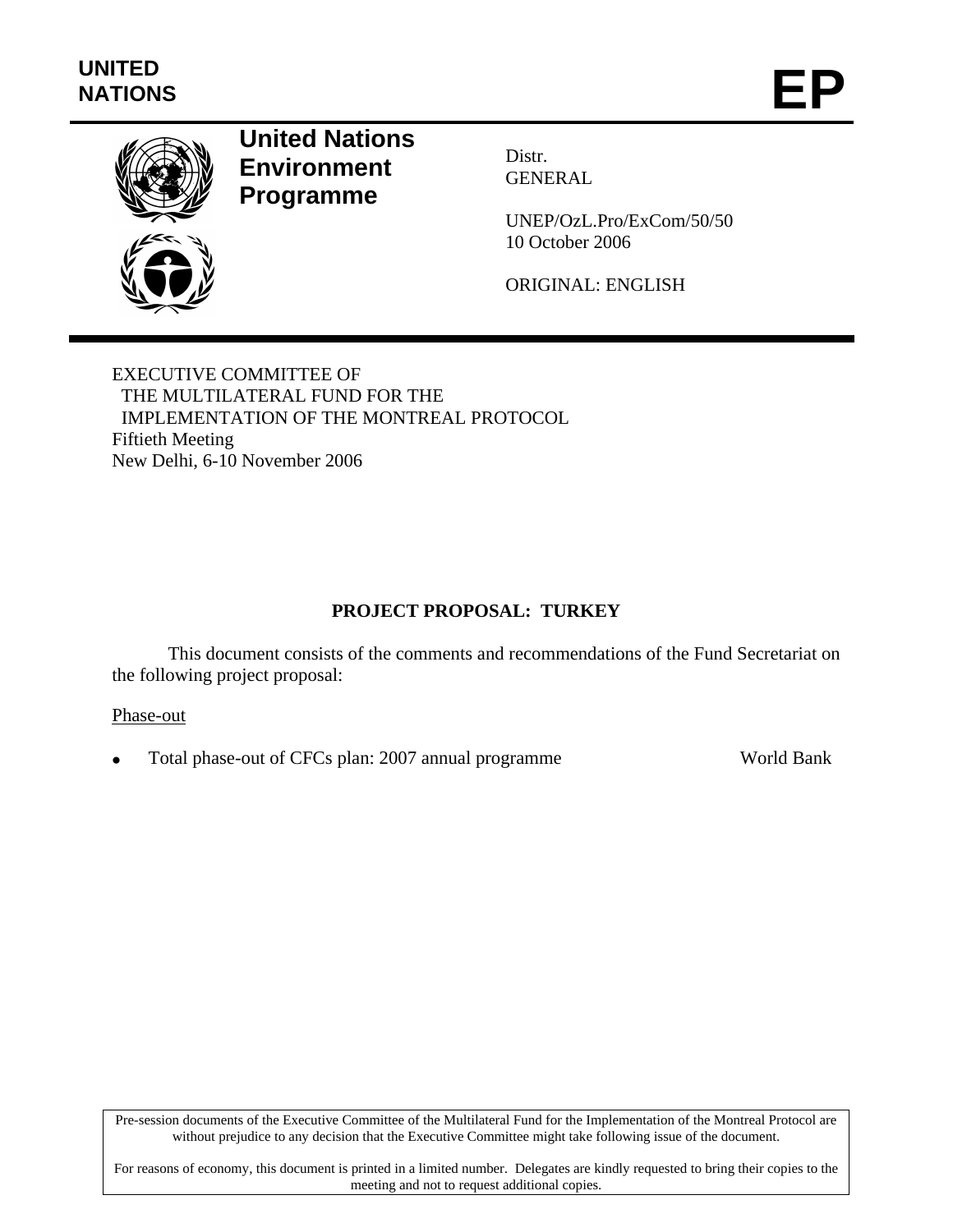UNITED NATIONS

# EP

**United Nations Environment Programme**

Distr.
GENERAL

UNEP/OzL.Pro/ExCom/50/50
10 October 2006

ORIGINAL: ENGLISH

EXECUTIVE COMMITTEE OF
THE MULTILATERAL FUND FOR THE
IMPLEMENTATION OF THE MONTREAL PROTOCOL
Fiftieth Meeting
New Delhi, 6-10 November 2006

## PROJECT PROPOSAL: TURKEY

This document consists of the comments and recommendations of the Fund Secretariat on the following project proposal:

Phase-out

- Total phase-out of CFCs plan: 2007 annual programme — World Bank

Pre-session documents of the Executive Committee of the Multilateral Fund for the Implementation of the Montreal Protocol are without prejudice to any decision that the Executive Committee might take following issue of the document.

For reasons of economy, this document is printed in a limited number. Delegates are kindly requested to bring their copies to the meeting and not to request additional copies.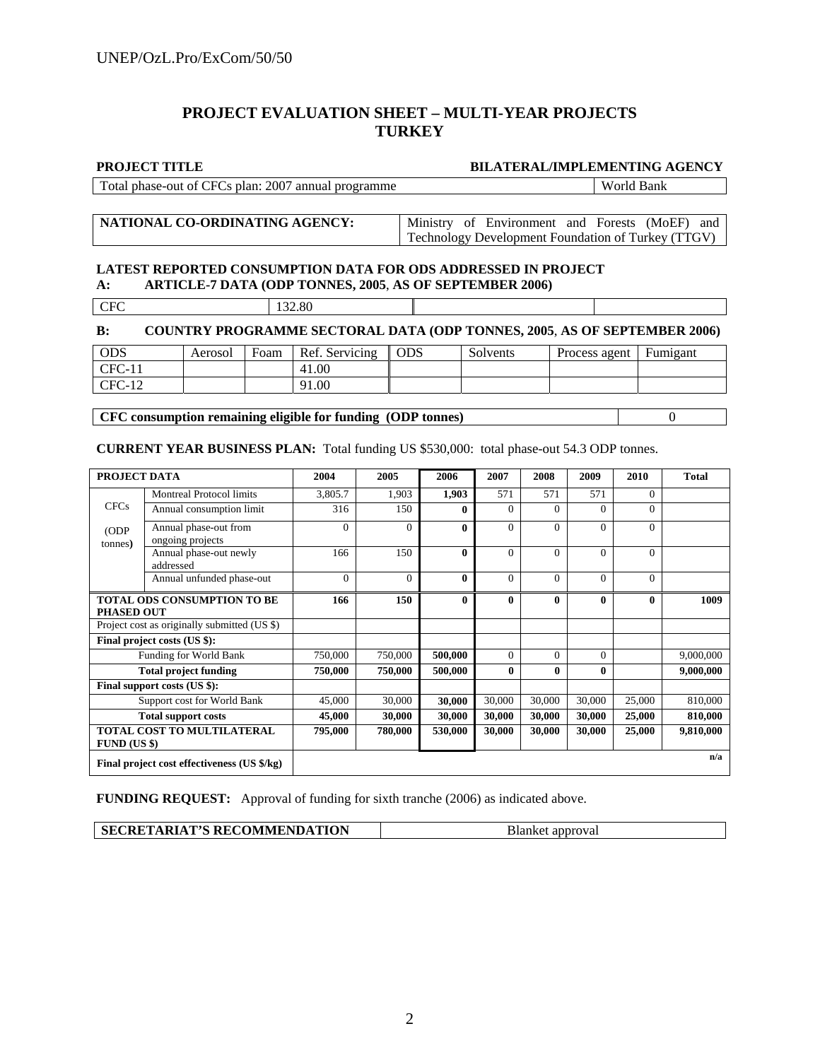# PROJECT EVALUATION SHEET – MULTI-YEAR PROJECTS
# TURKEY

| PROJECT TITLE | BILATERAL/IMPLEMENTING AGENCY |
|---|---|
| Total phase-out of CFCs plan: 2007 annual programme | World Bank |

| NATIONAL CO-ORDINATING AGENCY: | Ministry of Environment and Forests (MoEF) and Technology Development Foundation of Turkey (TTGV) |
|---|---|

**LATEST REPORTED CONSUMPTION DATA FOR ODS ADDRESSED IN PROJECT**

**A: ARTICLE-7 DATA (ODP TONNES, 2005, AS OF SEPTEMBER 2006)**

| CFC | 132.80 | | |
|---|---|---|---|

**B: COUNTRY PROGRAMME SECTORAL DATA (ODP TONNES, 2005, AS OF SEPTEMBER 2006)**

| ODS | Aerosol | Foam | Ref. Servicing | ODS | Solvents | Process agent | Fumigant |
|---|---|---|---|---|---|---|---|
| CFC-11 | | | 41.00 | | | | |
| CFC-12 | | | 91.00 | | | | |

| CFC consumption remaining eligible for funding (ODP tonnes) | 0 |
|---|---|

**CURRENT YEAR BUSINESS PLAN:** Total funding US $530,000: total phase-out 54.3 ODP tonnes.

| PROJECT DATA | | 2004 | 2005 | 2006 | 2007 | 2008 | 2009 | 2010 | Total |
|---|---|---|---|---|---|---|---|---|---|
| CFCs (ODP tonnes) | Montreal Protocol limits | 3,805.7 | 1,903 | **1,903** | 571 | 571 | 571 | 0 | |
| | Annual consumption limit | 316 | 150 | **0** | 0 | 0 | 0 | 0 | |
| | Annual phase-out from ongoing projects | 0 | 0 | **0** | 0 | 0 | 0 | 0 | |
| | Annual phase-out newly addressed | 166 | 150 | **0** | 0 | 0 | 0 | 0 | |
| | Annual unfunded phase-out | 0 | 0 | **0** | 0 | 0 | 0 | 0 | |
| **TOTAL ODS CONSUMPTION TO BE PHASED OUT** | | **166** | **150** | **0** | **0** | **0** | **0** | **0** | **1009** |
| Project cost as originally submitted (US $) | | | | | | | | | |
| **Final project costs (US $):** | | | | | | | | | |
| Funding for World Bank | | 750,000 | 750,000 | **500,000** | 0 | 0 | 0 | | 9,000,000 |
| **Total project funding** | | **750,000** | **750,000** | **500,000** | **0** | **0** | **0** | | **9,000,000** |
| **Final support costs (US $):** | | | | | | | | | |
| Support cost for World Bank | | 45,000 | 30,000 | **30,000** | 30,000 | 30,000 | 30,000 | 25,000 | 810,000 |
| **Total support costs** | | **45,000** | **30,000** | **30,000** | **30,000** | **30,000** | **30,000** | **25,000** | **810,000** |
| **TOTAL COST TO MULTILATERAL FUND (US $)** | | **795,000** | **780,000** | **530,000** | **30,000** | **30,000** | **30,000** | **25,000** | **9,810,000** |
| **Final project cost effectiveness (US $/kg)** | | | | | | | | | **n/a** |

**FUNDING REQUEST:** Approval of funding for sixth tranche (2006) as indicated above.

| SECRETARIAT'S RECOMMENDATION | Blanket approval |
|---|---|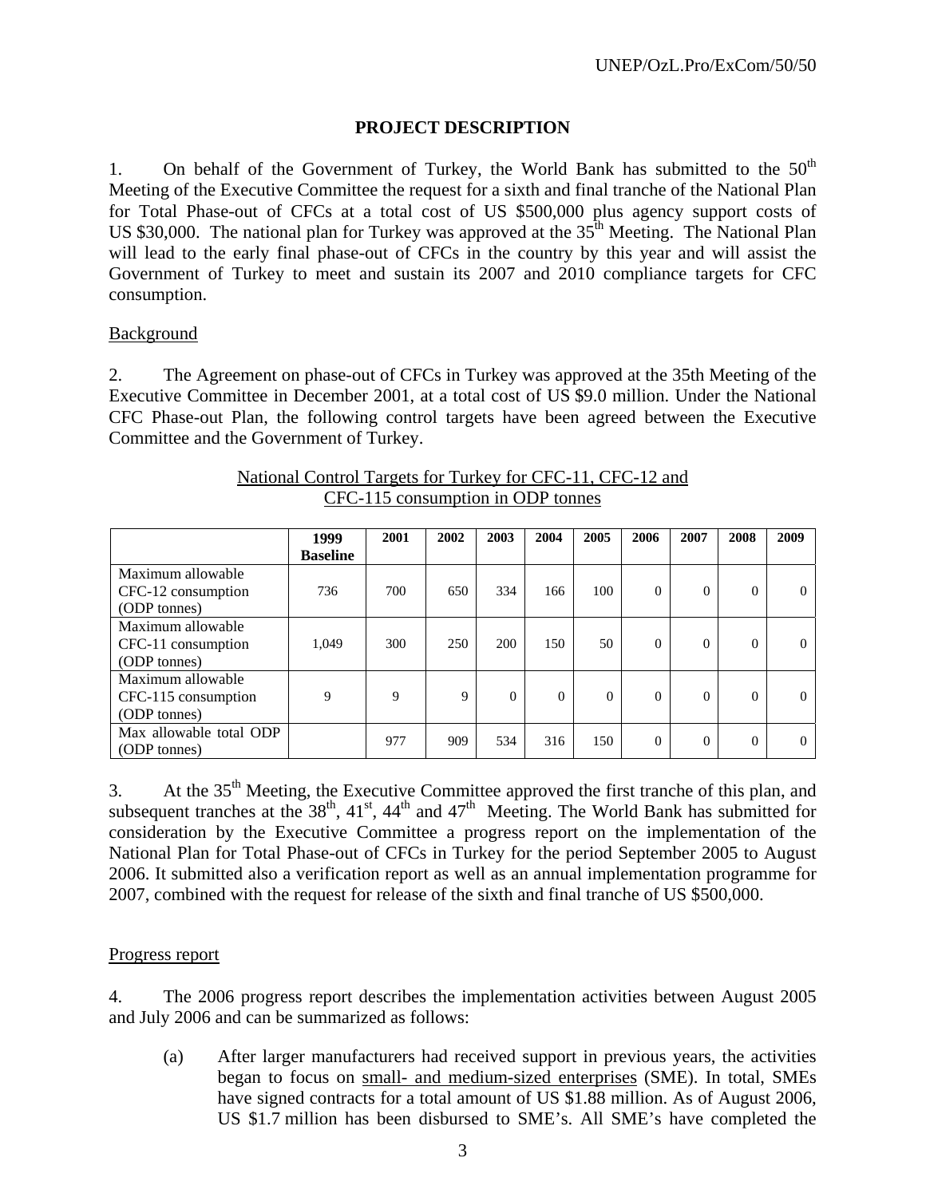## PROJECT DESCRIPTION

1. On behalf of the Government of Turkey, the World Bank has submitted to the 50th Meeting of the Executive Committee the request for a sixth and final tranche of the National Plan for Total Phase-out of CFCs at a total cost of US $500,000 plus agency support costs of US $30,000. The national plan for Turkey was approved at the 35th Meeting. The National Plan will lead to the early final phase-out of CFCs in the country by this year and will assist the Government of Turkey to meet and sustain its 2007 and 2010 compliance targets for CFC consumption.

### Background

2. The Agreement on phase-out of CFCs in Turkey was approved at the 35th Meeting of the Executive Committee in December 2001, at a total cost of US $9.0 million. Under the National CFC Phase-out Plan, the following control targets have been agreed between the Executive Committee and the Government of Turkey.

National Control Targets for Turkey for CFC-11, CFC-12 and CFC-115 consumption in ODP tonnes

| | 1999 Baseline | 2001 | 2002 | 2003 | 2004 | 2005 | 2006 | 2007 | 2008 | 2009 |
|---|---|---|---|---|---|---|---|---|---|---|
| Maximum allowable CFC-12 consumption (ODP tonnes) | 736 | 700 | 650 | 334 | 166 | 100 | 0 | 0 | 0 | 0 |
| Maximum allowable CFC-11 consumption (ODP tonnes) | 1,049 | 300 | 250 | 200 | 150 | 50 | 0 | 0 | 0 | 0 |
| Maximum allowable CFC-115 consumption (ODP tonnes) | 9 | 9 | 9 | 0 | 0 | 0 | 0 | 0 | 0 | 0 |
| Max allowable total ODP (ODP tonnes) | | 977 | 909 | 534 | 316 | 150 | 0 | 0 | 0 | 0 |

3. At the 35th Meeting, the Executive Committee approved the first tranche of this plan, and subsequent tranches at the 38th, 41st, 44th and 47th Meeting. The World Bank has submitted for consideration by the Executive Committee a progress report on the implementation of the National Plan for Total Phase-out of CFCs in Turkey for the period September 2005 to August 2006. It submitted also a verification report as well as an annual implementation programme for 2007, combined with the request for release of the sixth and final tranche of US $500,000.

### Progress report

4. The 2006 progress report describes the implementation activities between August 2005 and July 2006 and can be summarized as follows:

(a) After larger manufacturers had received support in previous years, the activities began to focus on small- and medium-sized enterprises (SME). In total, SMEs have signed contracts for a total amount of US $1.88 million. As of August 2006, US $1.7 million has been disbursed to SME's. All SME's have completed the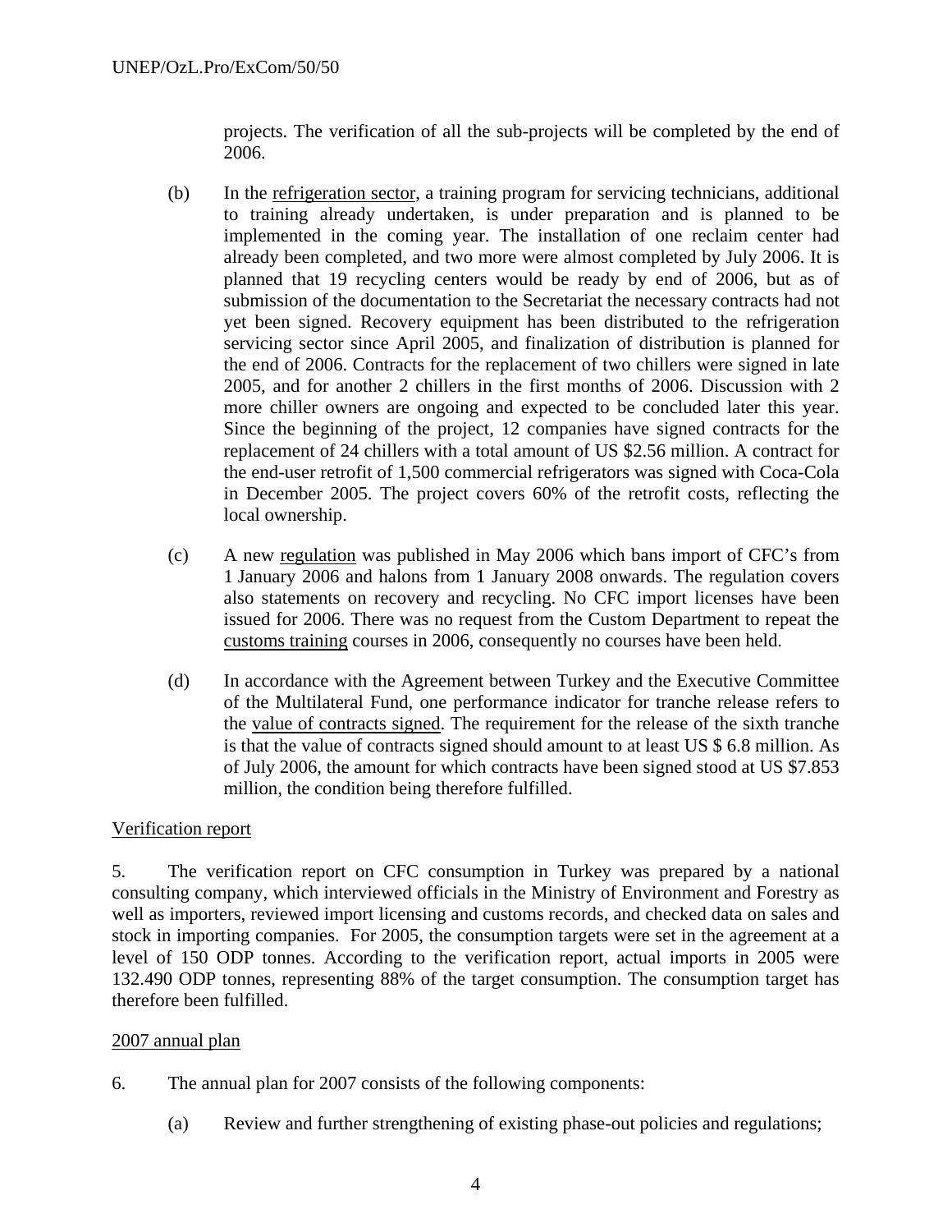projects. The verification of all the sub-projects will be completed by the end of 2006.

(b) In the refrigeration sector, a training program for servicing technicians, additional to training already undertaken, is under preparation and is planned to be implemented in the coming year. The installation of one reclaim center had already been completed, and two more were almost completed by July 2006. It is planned that 19 recycling centers would be ready by end of 2006, but as of submission of the documentation to the Secretariat the necessary contracts had not yet been signed. Recovery equipment has been distributed to the refrigeration servicing sector since April 2005, and finalization of distribution is planned for the end of 2006. Contracts for the replacement of two chillers were signed in late 2005, and for another 2 chillers in the first months of 2006. Discussion with 2 more chiller owners are ongoing and expected to be concluded later this year. Since the beginning of the project, 12 companies have signed contracts for the replacement of 24 chillers with a total amount of US $2.56 million. A contract for the end-user retrofit of 1,500 commercial refrigerators was signed with Coca-Cola in December 2005. The project covers 60% of the retrofit costs, reflecting the local ownership.

(c) A new regulation was published in May 2006 which bans import of CFC's from 1 January 2006 and halons from 1 January 2008 onwards. The regulation covers also statements on recovery and recycling. No CFC import licenses have been issued for 2006. There was no request from the Custom Department to repeat the customs training courses in 2006, consequently no courses have been held.

(d) In accordance with the Agreement between Turkey and the Executive Committee of the Multilateral Fund, one performance indicator for tranche release refers to the value of contracts signed. The requirement for the release of the sixth tranche is that the value of contracts signed should amount to at least US $ 6.8 million. As of July 2006, the amount for which contracts have been signed stood at US $7.853 million, the condition being therefore fulfilled.

Verification report

5. The verification report on CFC consumption in Turkey was prepared by a national consulting company, which interviewed officials in the Ministry of Environment and Forestry as well as importers, reviewed import licensing and customs records, and checked data on sales and stock in importing companies. For 2005, the consumption targets were set in the agreement at a level of 150 ODP tonnes. According to the verification report, actual imports in 2005 were 132.490 ODP tonnes, representing 88% of the target consumption. The consumption target has therefore been fulfilled.

2007 annual plan

6. The annual plan for 2007 consists of the following components:

(a) Review and further strengthening of existing phase-out policies and regulations;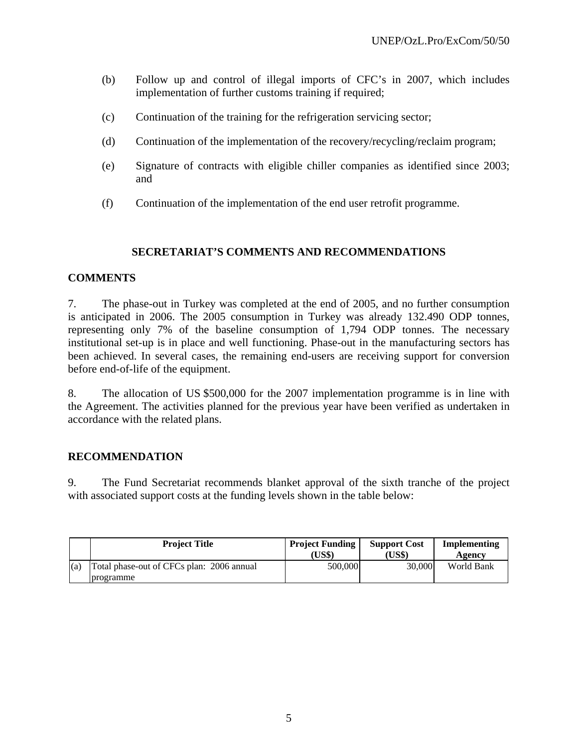(b) Follow up and control of illegal imports of CFC's in 2007, which includes implementation of further customs training if required;

(c) Continuation of the training for the refrigeration servicing sector;

(d) Continuation of the implementation of the recovery/recycling/reclaim program;

(e) Signature of contracts with eligible chiller companies as identified since 2003; and

(f) Continuation of the implementation of the end user retrofit programme.

## SECRETARIAT'S COMMENTS AND RECOMMENDATIONS

### COMMENTS

7. The phase-out in Turkey was completed at the end of 2005, and no further consumption is anticipated in 2006. The 2005 consumption in Turkey was already 132.490 ODP tonnes, representing only 7% of the baseline consumption of 1,794 ODP tonnes. The necessary institutional set-up is in place and well functioning. Phase-out in the manufacturing sectors has been achieved. In several cases, the remaining end-users are receiving support for conversion before end-of-life of the equipment.

8. The allocation of US $500,000 for the 2007 implementation programme is in line with the Agreement. The activities planned for the previous year have been verified as undertaken in accordance with the related plans.

### RECOMMENDATION

9. The Fund Secretariat recommends blanket approval of the sixth tranche of the project with associated support costs at the funding levels shown in the table below:

| | Project Title | Project Funding (US$) | Support Cost (US$) | Implementing Agency |
|---|---|---|---|---|
| (a) | Total phase-out of CFCs plan: 2006 annual programme | 500,000 | 30,000 | World Bank |